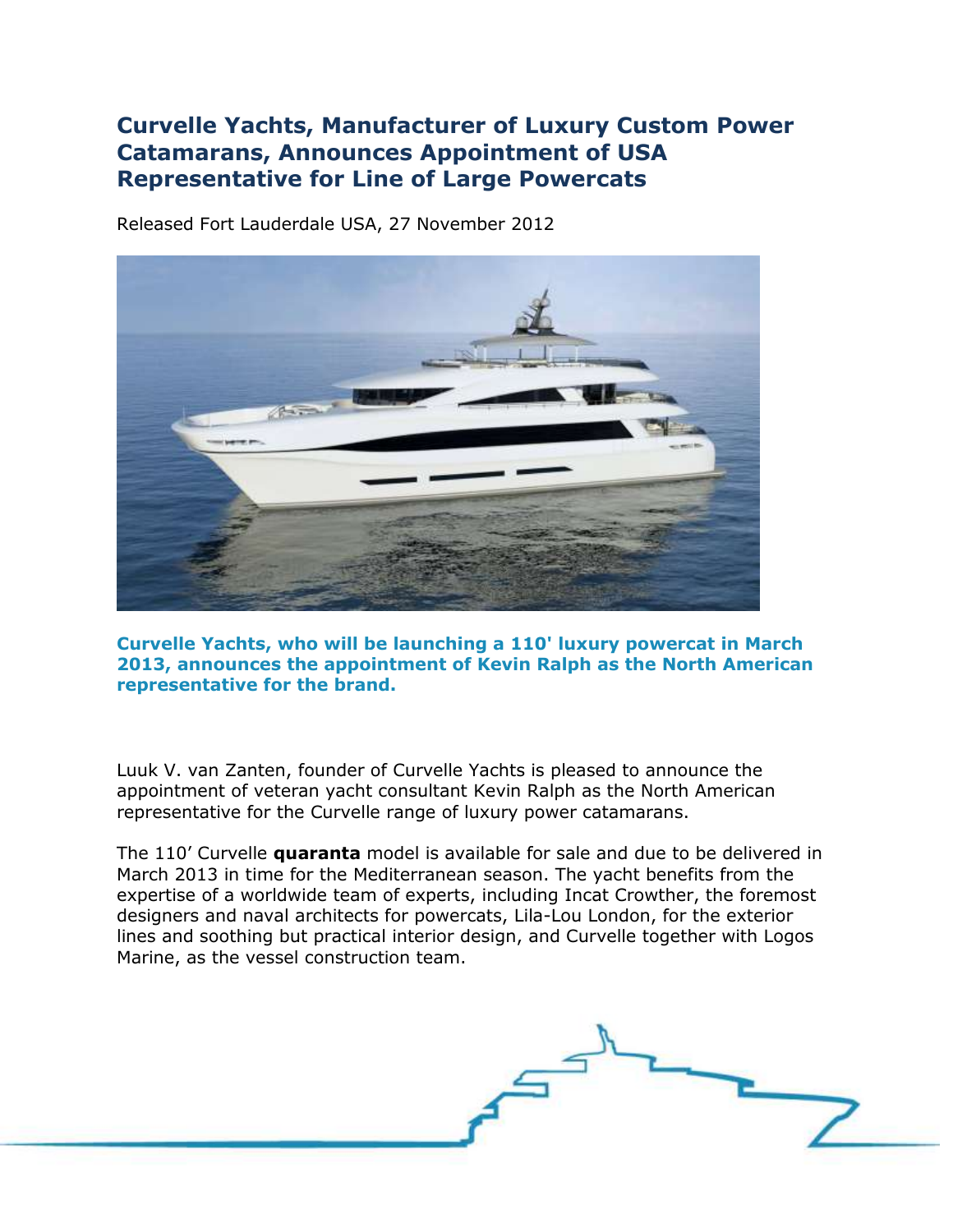# Curvelle Yachts, Manufacturer of Luxury Custom Power Catamarans, Announces Appointment of USA Representative for Line of Large Powercats

Released Fort Lauderdale USA, 27 November 2012

**Curvelle Yachts, who will be launching a 110' luxury powercat in March 2013, announces the appointment of Kevin Ralph as the North American representative for the brand.**

Luuk V. van Zanten, founder of Curvelle Yachts is pleased to announce the appointment of veteran yacht consultant Kevin Ralph as the North American representative for the Curvelle range of luxury power catamarans.

The 110' Curvelle **quaranta** model is available for sale and due to be delivered in March 2013 in time for the Mediterranean season. The yacht benefits from the expertise of a worldwide team of experts, including Incat Crowther, the foremost designers and naval architects for powercats, Lila-Lou London, for the exterior lines and soothing but practical interior design, and Curvelle together with Logos Marine, as the vessel construction team.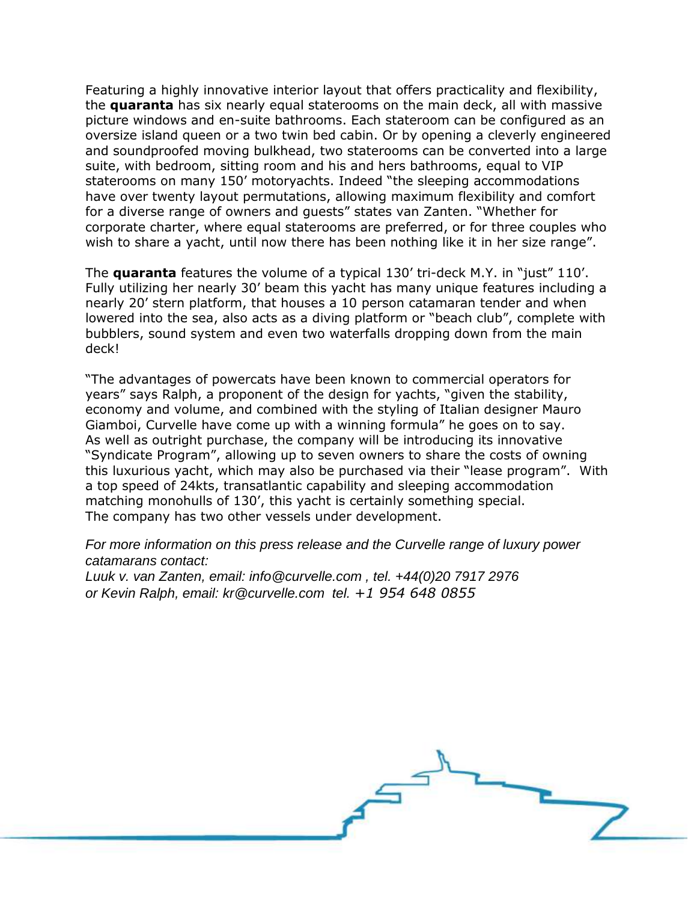Featuring a highly innovative interior layout that offers practicality and flexibility, the **quaranta** has six nearly equal staterooms on the main deck, all with massive picture windows and en-suite bathrooms. Each stateroom can be configured as an oversize island queen or a two twin bed cabin. Or by opening a cleverly engineered and soundproofed moving bulkhead, two staterooms can be converted into a large suite, with bedroom, sitting room and his and hers bathrooms, equal to VIP staterooms on many 150' motoryachts. Indeed "the sleeping accommodations have over twenty layout permutations, allowing maximum flexibility and comfort for a diverse range of owners and guests" states van Zanten. "Whether for corporate charter, where equal staterooms are preferred, or for three couples who wish to share a yacht, until now there has been nothing like it in her size range".

The **quaranta** features the volume of a typical 130' tri-deck M.Y. in "just" 110'. Fully utilizing her nearly 30' beam this yacht has many unique features including a nearly 20' stern platform, that houses a 10 person catamaran tender and when lowered into the sea, also acts as a diving platform or "beach club", complete with bubblers, sound system and even two waterfalls dropping down from the main deck!

"The advantages of powercats have been known to commercial operators for years" says Ralph, a proponent of the design for yachts, "given the stability, economy and volume, and combined with the styling of Italian designer Mauro Giamboi, Curvelle have come up with a winning formula" he goes on to say. As well as outright purchase, the company will be introducing its innovative "Syndicate Program", allowing up to seven owners to share the costs of owning this luxurious yacht, which may also be purchased via their "lease program". With a top speed of 24kts, transatlantic capability and sleeping accommodation matching monohulls of 130', this yacht is certainly something special.
The company has two other vessels under development.

*For more information on this press release and the Curvelle range of luxury power catamarans contact:*
*Luuk v. van Zanten, email: info@curvelle.com , tel. +44(0)20 7917 2976*
*or Kevin Ralph, email: kr@curvelle.com tel. +1 954 648 0855*